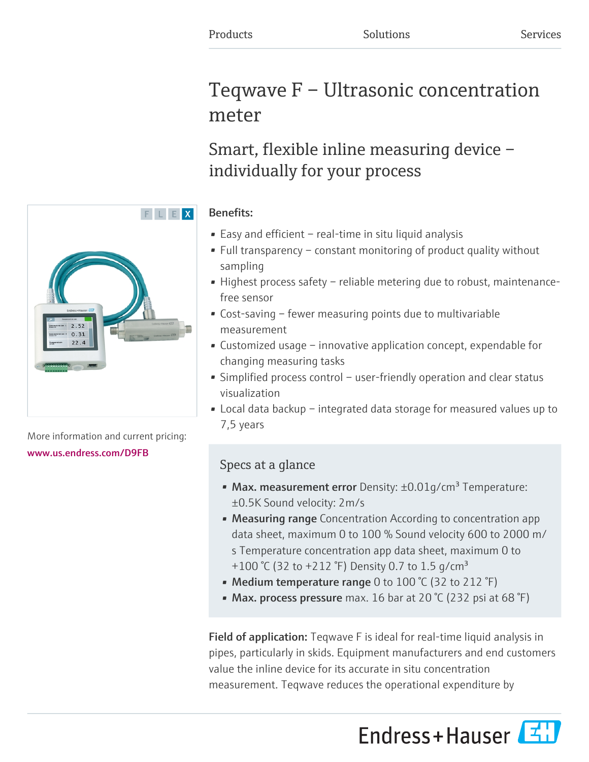Products Solutions Services

# Teqwave F – Ultrasonic concentration meter

## Smart, flexible inline measuring device – individually for your process

More information and current pricing:
www.us.endress.com/D9FB

**Benefits:**

- Easy and efficient – real-time in situ liquid analysis
- Full transparency – constant monitoring of product quality without sampling
- Highest process safety – reliable metering due to robust, maintenance-free sensor
- Cost-saving – fewer measuring points due to multivariable measurement
- Customized usage – innovative application concept, expendable for changing measuring tasks
- Simplified process control – user-friendly operation and clear status visualization
- Local data backup – integrated data storage for measured values up to 7,5 years

### Specs at a glance

- **Max. measurement error** Density: ±0.01g/cm³ Temperature: ±0.5K Sound velocity: 2m/s
- **Measuring range** Concentration According to concentration app data sheet, maximum 0 to 100 % Sound velocity 600 to 2000 m/s Temperature concentration app data sheet, maximum 0 to +100 °C (32 to +212 °F) Density 0.7 to 1.5 g/cm³
- **Medium temperature range** 0 to 100 °C (32 to 212 °F)
- **Max. process pressure** max. 16 bar at 20 °C (232 psi at 68 °F)

**Field of application:** Teqwave F is ideal for real-time liquid analysis in pipes, particularly in skids. Equipment manufacturers and end customers value the inline device for its accurate in situ concentration measurement. Teqwave reduces the operational expenditure by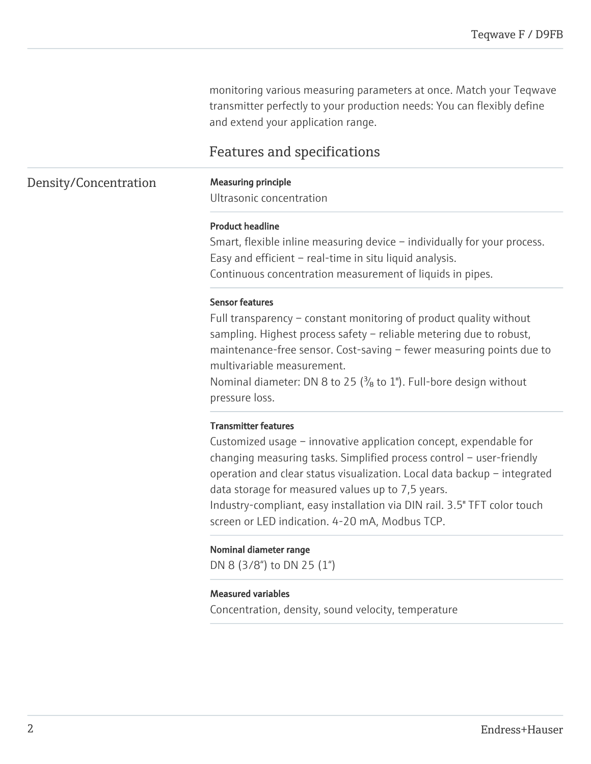monitoring various measuring parameters at once. Match your Teqwave transmitter perfectly to your production needs: You can flexibly define and extend your application range.

## Features and specifications

### Density/Concentration

**Measuring principle**

Ultrasonic concentration

**Product headline**

Smart, flexible inline measuring device – individually for your process.
Easy and efficient – real-time in situ liquid analysis.
Continuous concentration measurement of liquids in pipes.

**Sensor features**

Full transparency – constant monitoring of product quality without sampling. Highest process safety – reliable metering due to robust, maintenance-free sensor. Cost-saving – fewer measuring points due to multivariable measurement.
Nominal diameter: DN 8 to 25 (⅜ to 1"). Full-bore design without pressure loss.

**Transmitter features**

Customized usage – innovative application concept, expendable for changing measuring tasks. Simplified process control – user-friendly operation and clear status visualization. Local data backup – integrated data storage for measured values up to 7,5 years.
Industry-compliant, easy installation via DIN rail. 3.5" TFT color touch screen or LED indication. 4-20 mA, Modbus TCP.

**Nominal diameter range**

DN 8 (3/8") to DN 25 (1")

**Measured variables**

Concentration, density, sound velocity, temperature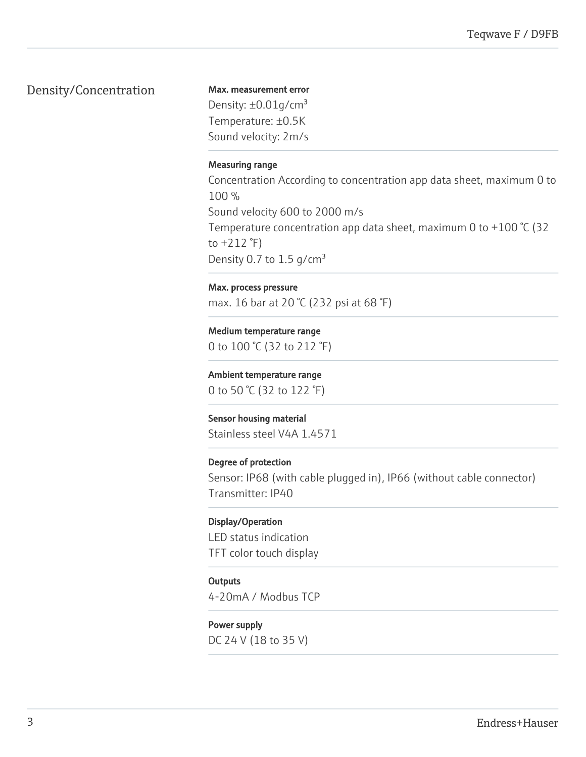## Density/Concentration

**Max. measurement error**

Density: ±0.01g/cm³
Temperature: ±0.5K
Sound velocity: 2m/s

**Measuring range**

Concentration According to concentration app data sheet, maximum 0 to 100 %
Sound velocity 600 to 2000 m/s
Temperature concentration app data sheet, maximum 0 to +100 °C (32 to +212 °F)
Density 0.7 to 1.5 g/cm³

**Max. process pressure**

max. 16 bar at 20 °C (232 psi at 68 °F)

**Medium temperature range**

0 to 100 °C (32 to 212 °F)

**Ambient temperature range**

0 to 50 °C (32 to 122 °F)

**Sensor housing material**

Stainless steel V4A 1.4571

**Degree of protection**

Sensor: IP68 (with cable plugged in), IP66 (without cable connector)
Transmitter: IP40

**Display/Operation**

LED status indication
TFT color touch display

**Outputs**

4-20mA / Modbus TCP

**Power supply**

DC 24 V (18 to 35 V)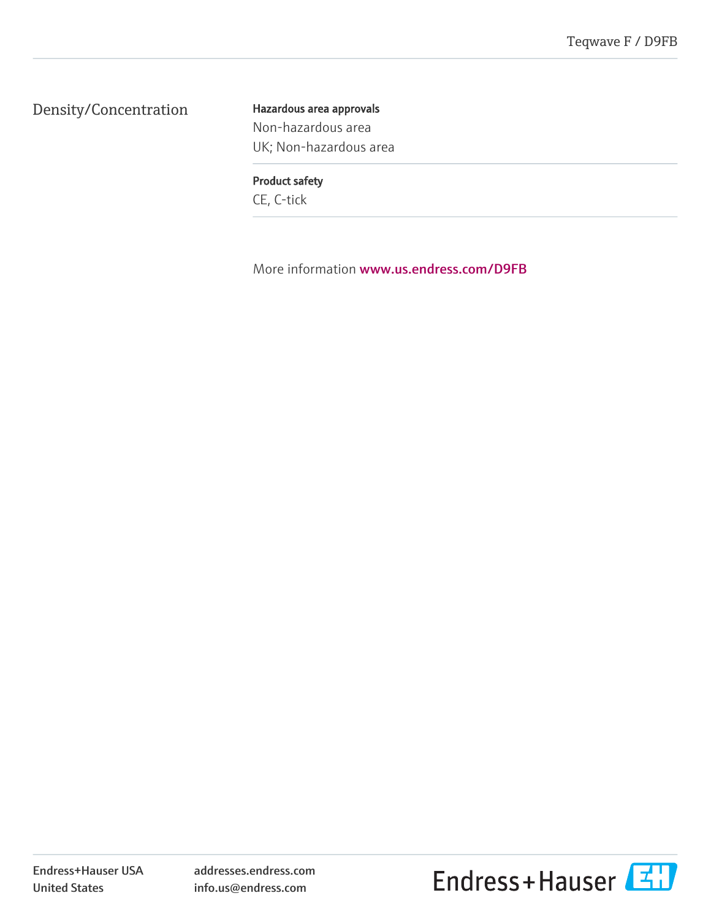## Density/Concentration

**Hazardous area approvals**

Non-hazardous area

UK; Non-hazardous area

**Product safety**

CE, C-tick

More information **www.us.endress.com/D9FB**

Endress+Hauser USA
United States

addresses.endress.com
info.us@endress.com